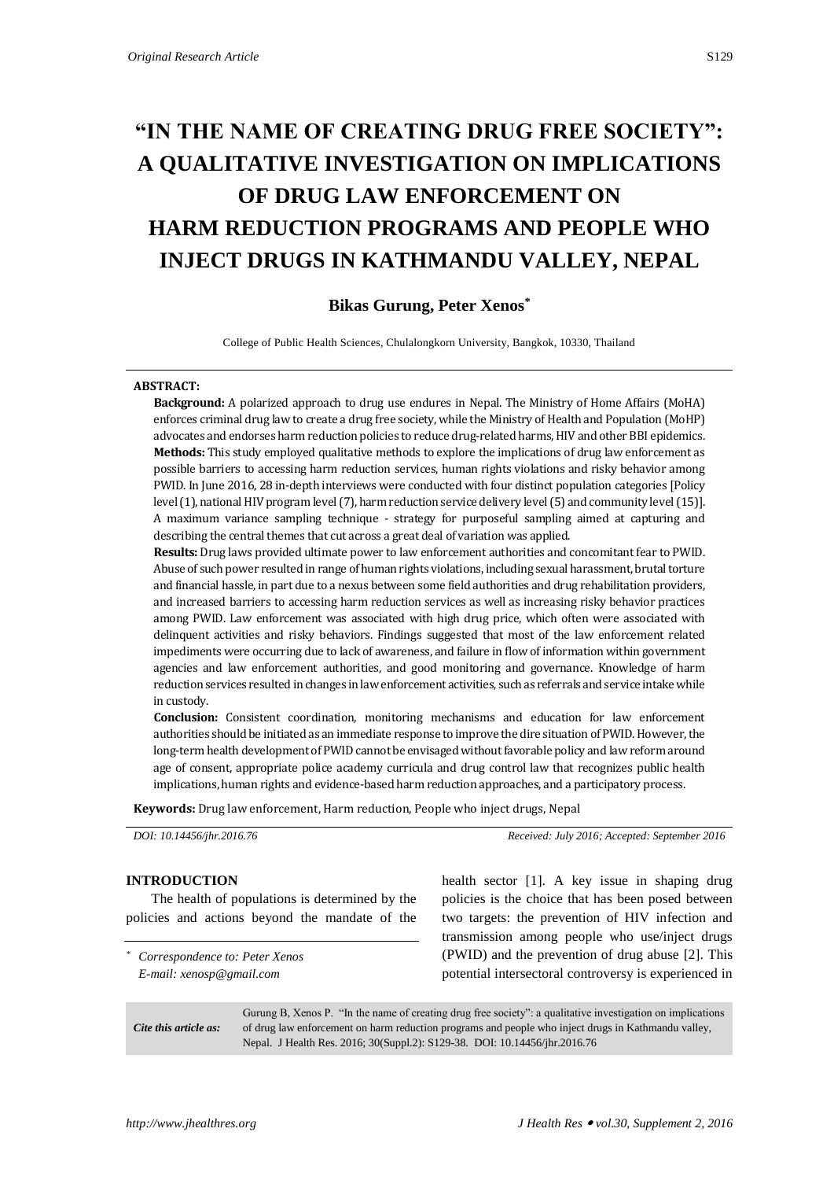# "IN THE NAME OF CREATING DRUG FREE SOCIETY": A QUALITATIVE INVESTIGATION ON IMPLICATIONS OF DRUG LAW ENFORCEMENT ON HARM REDUCTION PROGRAMS AND PEOPLE WHO INJECT DRUGS IN KATHMANDU VALLEY, NEPAL

**Bikas Gurung, Peter Xenos***

College of Public Health Sciences, Chulalongkorn University, Bangkok, 10330, Thailand

**ABSTRACT:**

**Background:** A polarized approach to drug use endures in Nepal. The Ministry of Home Affairs (MoHA) enforces criminal drug law to create a drug free society, while the Ministry of Health and Population (MoHP) advocates and endorses harm reduction policies to reduce drug-related harms, HIV and other BBI epidemics.

**Methods:** This study employed qualitative methods to explore the implications of drug law enforcement as possible barriers to accessing harm reduction services, human rights violations and risky behavior among PWID. In June 2016, 28 in-depth interviews were conducted with four distinct population categories [Policy level (1), national HIV program level (7), harm reduction service delivery level (5) and community level (15)]. A maximum variance sampling technique - strategy for purposeful sampling aimed at capturing and describing the central themes that cut across a great deal of variation was applied.

**Results:** Drug laws provided ultimate power to law enforcement authorities and concomitant fear to PWID. Abuse of such power resulted in range of human rights violations, including sexual harassment, brutal torture and financial hassle, in part due to a nexus between some field authorities and drug rehabilitation providers, and increased barriers to accessing harm reduction services as well as increasing risky behavior practices among PWID. Law enforcement was associated with high drug price, which often were associated with delinquent activities and risky behaviors. Findings suggested that most of the law enforcement related impediments were occurring due to lack of awareness, and failure in flow of information within government agencies and law enforcement authorities, and good monitoring and governance. Knowledge of harm reduction services resulted in changes in law enforcement activities, such as referrals and service intake while in custody.

**Conclusion:** Consistent coordination, monitoring mechanisms and education for law enforcement authorities should be initiated as an immediate response to improve the dire situation of PWID. However, the long-term health development of PWID cannot be envisaged without favorable policy and law reform around age of consent, appropriate police academy curricula and drug control law that recognizes public health implications, human rights and evidence-based harm reduction approaches, and a participatory process.

**Keywords:** Drug law enforcement, Harm reduction, People who inject drugs, Nepal

*DOI: 10.14456/jhr.2016.76* — *Received: July 2016; Accepted: September 2016*

## INTRODUCTION

The health of populations is determined by the policies and actions beyond the mandate of the health sector [1]. A key issue in shaping drug policies is the choice that has been posed between two targets: the prevention of HIV infection and transmission among people who use/inject drugs (PWID) and the prevention of drug abuse [2]. This potential intersectoral controversy is experienced in

\* *Correspondence to: Peter Xenos*
*E-mail: xenosp@gmail.com*

*Cite this article as:* Gurung B, Xenos P. "In the name of creating drug free society": a qualitative investigation on implications of drug law enforcement on harm reduction programs and people who inject drugs in Kathmandu valley, Nepal. J Health Res. 2016; 30(Suppl.2): S129-38. DOI: 10.14456/jhr.2016.76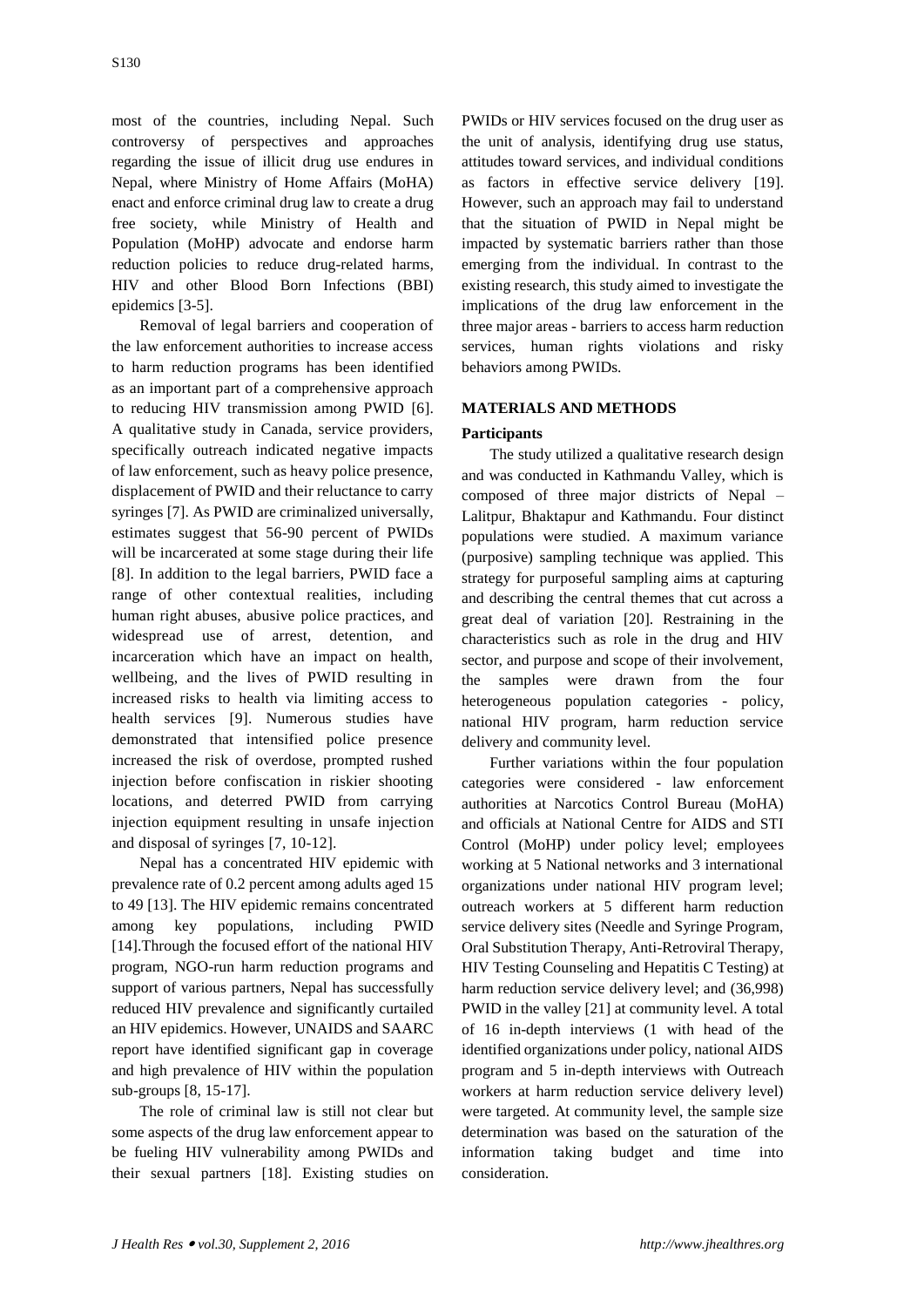most of the countries, including Nepal. Such controversy of perspectives and approaches regarding the issue of illicit drug use endures in Nepal, where Ministry of Home Affairs (MoHA) enact and enforce criminal drug law to create a drug free society, while Ministry of Health and Population (MoHP) advocate and endorse harm reduction policies to reduce drug-related harms, HIV and other Blood Born Infections (BBI) epidemics [3-5].

Removal of legal barriers and cooperation of the law enforcement authorities to increase access to harm reduction programs has been identified as an important part of a comprehensive approach to reducing HIV transmission among PWID [6]. A qualitative study in Canada, service providers, specifically outreach indicated negative impacts of law enforcement, such as heavy police presence, displacement of PWID and their reluctance to carry syringes [7]. As PWID are criminalized universally, estimates suggest that 56-90 percent of PWIDs will be incarcerated at some stage during their life [8]. In addition to the legal barriers, PWID face a range of other contextual realities, including human right abuses, abusive police practices, and widespread use of arrest, detention, and incarceration which have an impact on health, wellbeing, and the lives of PWID resulting in increased risks to health via limiting access to health services [9]. Numerous studies have demonstrated that intensified police presence increased the risk of overdose, prompted rushed injection before confiscation in riskier shooting locations, and deterred PWID from carrying injection equipment resulting in unsafe injection and disposal of syringes [7, 10-12].

Nepal has a concentrated HIV epidemic with prevalence rate of 0.2 percent among adults aged 15 to 49 [13]. The HIV epidemic remains concentrated among key populations, including PWID [14].Through the focused effort of the national HIV program, NGO-run harm reduction programs and support of various partners, Nepal has successfully reduced HIV prevalence and significantly curtailed an HIV epidemics. However, UNAIDS and SAARC report have identified significant gap in coverage and high prevalence of HIV within the population sub-groups [8, 15-17].

The role of criminal law is still not clear but some aspects of the drug law enforcement appear to be fueling HIV vulnerability among PWIDs and their sexual partners [18]. Existing studies on PWIDs or HIV services focused on the drug user as the unit of analysis, identifying drug use status, attitudes toward services, and individual conditions as factors in effective service delivery [19]. However, such an approach may fail to understand that the situation of PWID in Nepal might be impacted by systematic barriers rather than those emerging from the individual. In contrast to the existing research, this study aimed to investigate the implications of the drug law enforcement in the three major areas - barriers to access harm reduction services, human rights violations and risky behaviors among PWIDs.

## MATERIALS AND METHODS

### Participants

The study utilized a qualitative research design and was conducted in Kathmandu Valley, which is composed of three major districts of Nepal – Lalitpur, Bhaktapur and Kathmandu. Four distinct populations were studied. A maximum variance (purposive) sampling technique was applied. This strategy for purposeful sampling aims at capturing and describing the central themes that cut across a great deal of variation [20]. Restraining in the characteristics such as role in the drug and HIV sector, and purpose and scope of their involvement, the samples were drawn from the four heterogeneous population categories - policy, national HIV program, harm reduction service delivery and community level.

Further variations within the four population categories were considered - law enforcement authorities at Narcotics Control Bureau (MoHA) and officials at National Centre for AIDS and STI Control (MoHP) under policy level; employees working at 5 National networks and 3 international organizations under national HIV program level; outreach workers at 5 different harm reduction service delivery sites (Needle and Syringe Program, Oral Substitution Therapy, Anti-Retroviral Therapy, HIV Testing Counseling and Hepatitis C Testing) at harm reduction service delivery level; and (36,998) PWID in the valley [21] at community level. A total of 16 in-depth interviews (1 with head of the identified organizations under policy, national AIDS program and 5 in-depth interviews with Outreach workers at harm reduction service delivery level) were targeted. At community level, the sample size determination was based on the saturation of the information taking budget and time into consideration.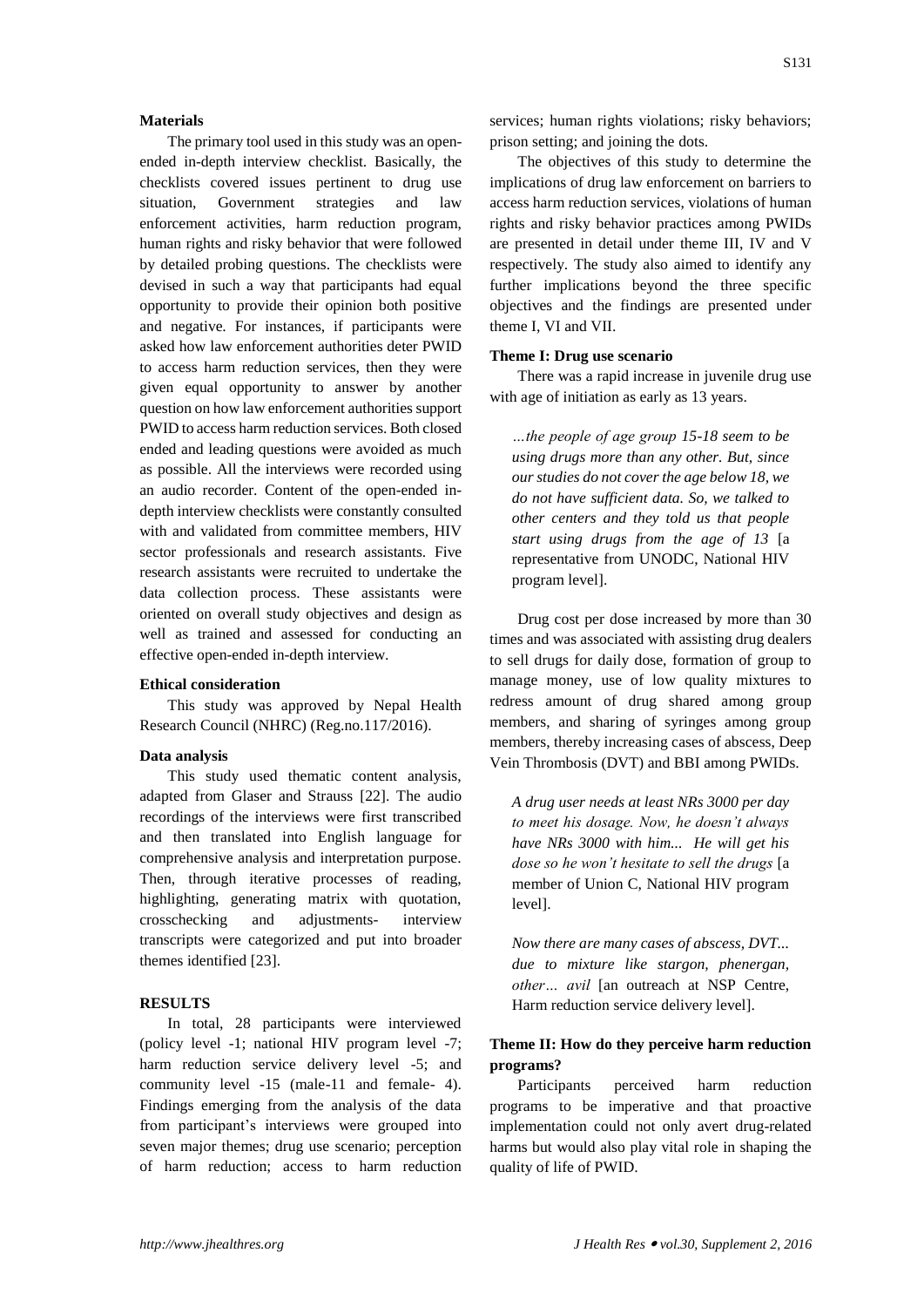### Materials

The primary tool used in this study was an open-ended in-depth interview checklist. Basically, the checklists covered issues pertinent to drug use situation, Government strategies and law enforcement activities, harm reduction program, human rights and risky behavior that were followed by detailed probing questions. The checklists were devised in such a way that participants had equal opportunity to provide their opinion both positive and negative. For instances, if participants were asked how law enforcement authorities deter PWID to access harm reduction services, then they were given equal opportunity to answer by another question on how law enforcement authorities support PWID to access harm reduction services. Both closed ended and leading questions were avoided as much as possible. All the interviews were recorded using an audio recorder. Content of the open-ended in-depth interview checklists were constantly consulted with and validated from committee members, HIV sector professionals and research assistants. Five research assistants were recruited to undertake the data collection process. These assistants were oriented on overall study objectives and design as well as trained and assessed for conducting an effective open-ended in-depth interview.

### Ethical consideration

This study was approved by Nepal Health Research Council (NHRC) (Reg.no.117/2016).

### Data analysis

This study used thematic content analysis, adapted from Glaser and Strauss [22]. The audio recordings of the interviews were first transcribed and then translated into English language for comprehensive analysis and interpretation purpose. Then, through iterative processes of reading, highlighting, generating matrix with quotation, crosschecking and adjustments- interview transcripts were categorized and put into broader themes identified [23].

## RESULTS

In total, 28 participants were interviewed (policy level -1; national HIV program level -7; harm reduction service delivery level -5; and community level -15 (male-11 and female- 4). Findings emerging from the analysis of the data from participant's interviews were grouped into seven major themes; drug use scenario; perception of harm reduction; access to harm reduction services; human rights violations; risky behaviors; prison setting; and joining the dots.

The objectives of this study to determine the implications of drug law enforcement on barriers to access harm reduction services, violations of human rights and risky behavior practices among PWIDs are presented in detail under theme III, IV and V respectively. The study also aimed to identify any further implications beyond the three specific objectives and the findings are presented under theme I, VI and VII.

### Theme I: Drug use scenario

There was a rapid increase in juvenile drug use with age of initiation as early as 13 years.

> *…the people of age group 15-18 seem to be using drugs more than any other. But, since our studies do not cover the age below 18, we do not have sufficient data. So, we talked to other centers and they told us that people start using drugs from the age of 13* [a representative from UNODC, National HIV program level].

Drug cost per dose increased by more than 30 times and was associated with assisting drug dealers to sell drugs for daily dose, formation of group to manage money, use of low quality mixtures to redress amount of drug shared among group members, and sharing of syringes among group members, thereby increasing cases of abscess, Deep Vein Thrombosis (DVT) and BBI among PWIDs.

> *A drug user needs at least NRs 3000 per day to meet his dosage. Now, he doesn't always have NRs 3000 with him... He will get his dose so he won't hesitate to sell the drugs* [a member of Union C, National HIV program level].

> *Now there are many cases of abscess, DVT... due to mixture like stargon, phenergan, other… avil* [an outreach at NSP Centre, Harm reduction service delivery level].

### Theme II: How do they perceive harm reduction programs?

Participants perceived harm reduction programs to be imperative and that proactive implementation could not only avert drug-related harms but would also play vital role in shaping the quality of life of PWID.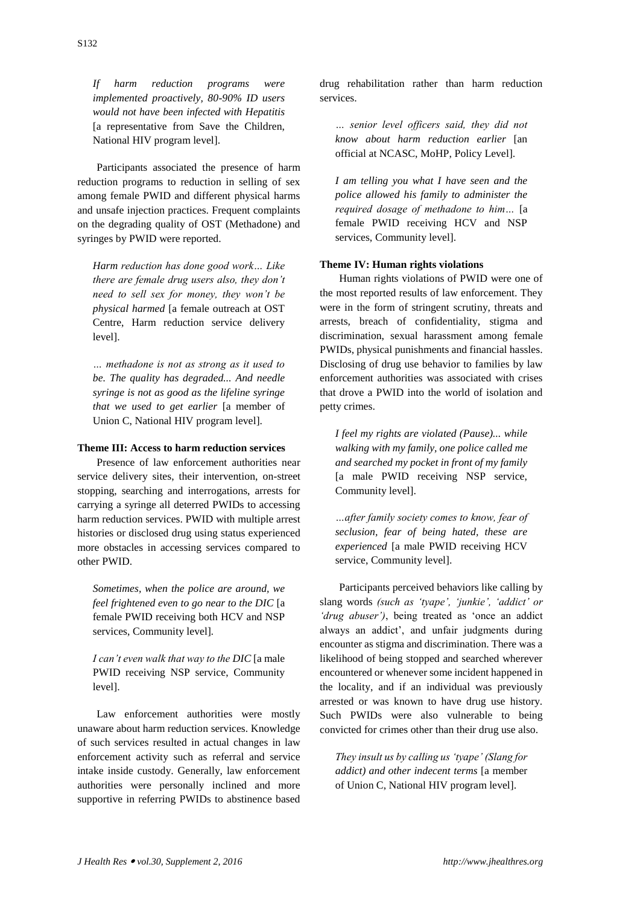*If harm reduction programs were implemented proactively, 80-90% ID users would not have been infected with Hepatitis* [a representative from Save the Children, National HIV program level].

Participants associated the presence of harm reduction programs to reduction in selling of sex among female PWID and different physical harms and unsafe injection practices. Frequent complaints on the degrading quality of OST (Methadone) and syringes by PWID were reported.

*Harm reduction has done good work… Like there are female drug users also, they don't need to sell sex for money, they won't be physical harmed* [a female outreach at OST Centre, Harm reduction service delivery level].

*… methadone is not as strong as it used to be. The quality has degraded... And needle syringe is not as good as the lifeline syringe that we used to get earlier* [a member of Union C, National HIV program level].

**Theme III: Access to harm reduction services**

Presence of law enforcement authorities near service delivery sites, their intervention, on-street stopping, searching and interrogations, arrests for carrying a syringe all deterred PWIDs to accessing harm reduction services. PWID with multiple arrest histories or disclosed drug using status experienced more obstacles in accessing services compared to other PWID.

*Sometimes, when the police are around, we feel frightened even to go near to the DIC* [a female PWID receiving both HCV and NSP services, Community level].

*I can't even walk that way to the DIC* [a male PWID receiving NSP service, Community level].

Law enforcement authorities were mostly unaware about harm reduction services. Knowledge of such services resulted in actual changes in law enforcement activity such as referral and service intake inside custody. Generally, law enforcement authorities were personally inclined and more supportive in referring PWIDs to abstinence based drug rehabilitation rather than harm reduction services.

*… senior level officers said, they did not know about harm reduction earlier* [an official at NCASC, MoHP, Policy Level].

*I am telling you what I have seen and the police allowed his family to administer the required dosage of methadone to him…* [a female PWID receiving HCV and NSP services, Community level].

**Theme IV: Human rights violations**

Human rights violations of PWID were one of the most reported results of law enforcement. They were in the form of stringent scrutiny, threats and arrests, breach of confidentiality, stigma and discrimination, sexual harassment among female PWIDs, physical punishments and financial hassles. Disclosing of drug use behavior to families by law enforcement authorities was associated with crises that drove a PWID into the world of isolation and petty crimes.

*I feel my rights are violated (Pause)... while walking with my family, one police called me and searched my pocket in front of my family* [a male PWID receiving NSP service, Community level].

*…after family society comes to know, fear of seclusion, fear of being hated, these are experienced* [a male PWID receiving HCV service, Community level].

Participants perceived behaviors like calling by slang words *(such as 'tyape', 'junkie', 'addict' or 'drug abuser')*, being treated as 'once an addict always an addict', and unfair judgments during encounter as stigma and discrimination. There was a likelihood of being stopped and searched wherever encountered or whenever some incident happened in the locality, and if an individual was previously arrested or was known to have drug use history. Such PWIDs were also vulnerable to being convicted for crimes other than their drug use also.

*They insult us by calling us 'tyape' (Slang for addict) and other indecent terms* [a member of Union C, National HIV program level].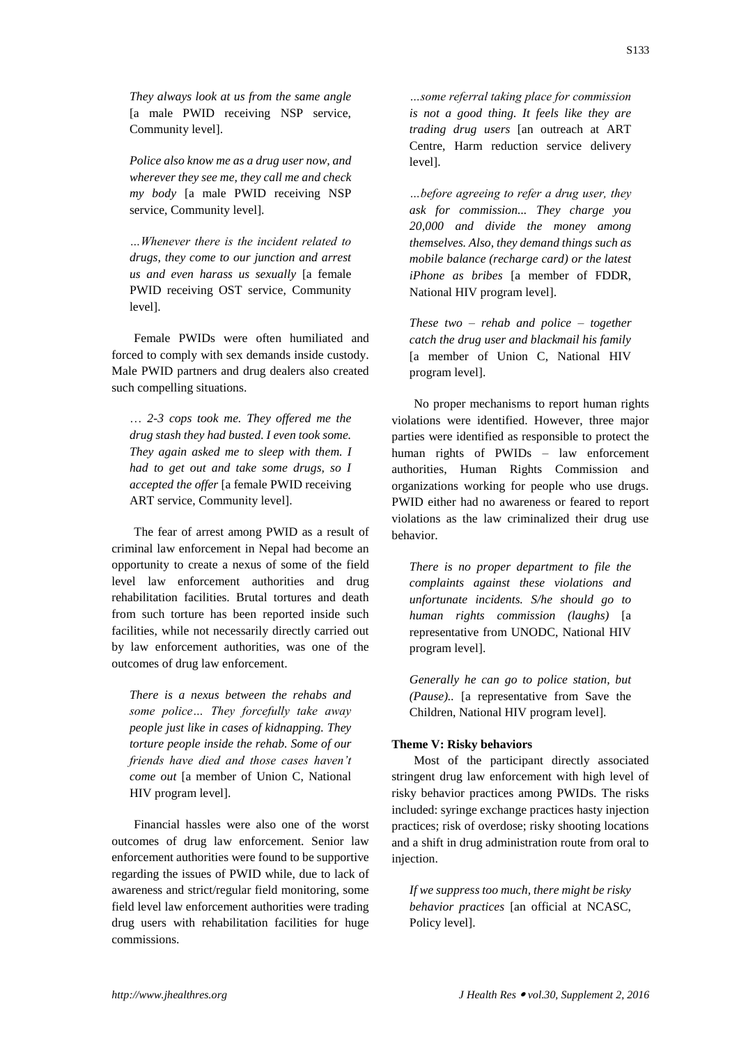*They always look at us from the same angle* [a male PWID receiving NSP service, Community level].

*Police also know me as a drug user now, and wherever they see me, they call me and check my body* [a male PWID receiving NSP service, Community level].

*…Whenever there is the incident related to drugs, they come to our junction and arrest us and even harass us sexually* [a female PWID receiving OST service, Community level].

Female PWIDs were often humiliated and forced to comply with sex demands inside custody. Male PWID partners and drug dealers also created such compelling situations.

*… 2-3 cops took me. They offered me the drug stash they had busted. I even took some. They again asked me to sleep with them. I had to get out and take some drugs, so I accepted the offer* [a female PWID receiving ART service, Community level].

The fear of arrest among PWID as a result of criminal law enforcement in Nepal had become an opportunity to create a nexus of some of the field level law enforcement authorities and drug rehabilitation facilities. Brutal tortures and death from such torture has been reported inside such facilities, while not necessarily directly carried out by law enforcement authorities, was one of the outcomes of drug law enforcement.

*There is a nexus between the rehabs and some police… They forcefully take away people just like in cases of kidnapping. They torture people inside the rehab. Some of our friends have died and those cases haven't come out* [a member of Union C, National HIV program level].

Financial hassles were also one of the worst outcomes of drug law enforcement. Senior law enforcement authorities were found to be supportive regarding the issues of PWID while, due to lack of awareness and strict/regular field monitoring, some field level law enforcement authorities were trading drug users with rehabilitation facilities for huge commissions.

*…some referral taking place for commission is not a good thing. It feels like they are trading drug users* [an outreach at ART Centre, Harm reduction service delivery level].

*…before agreeing to refer a drug user, they ask for commission... They charge you 20,000 and divide the money among themselves. Also, they demand things such as mobile balance (recharge card) or the latest iPhone as bribes* [a member of FDDR, National HIV program level].

*These two – rehab and police – together catch the drug user and blackmail his family* [a member of Union C, National HIV program level].

No proper mechanisms to report human rights violations were identified. However, three major parties were identified as responsible to protect the human rights of PWIDs – law enforcement authorities, Human Rights Commission and organizations working for people who use drugs. PWID either had no awareness or feared to report violations as the law criminalized their drug use behavior.

*There is no proper department to file the complaints against these violations and unfortunate incidents. S/he should go to human rights commission (laughs)* [a representative from UNODC, National HIV program level].

*Generally he can go to police station, but (Pause)..* [a representative from Save the Children, National HIV program level].

**Theme V: Risky behaviors**

Most of the participant directly associated stringent drug law enforcement with high level of risky behavior practices among PWIDs. The risks included: syringe exchange practices hasty injection practices; risk of overdose; risky shooting locations and a shift in drug administration route from oral to injection.

*If we suppress too much, there might be risky behavior practices* [an official at NCASC, Policy level].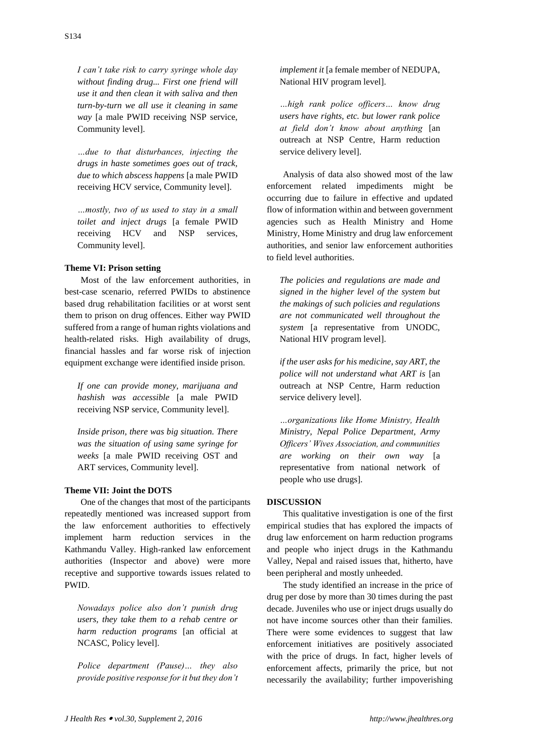*I can't take risk to carry syringe whole day without finding drug... First one friend will use it and then clean it with saliva and then turn-by-turn we all use it cleaning in same way* [a male PWID receiving NSP service, Community level].

*…due to that disturbances, injecting the drugs in haste sometimes goes out of track, due to which abscess happens* [a male PWID receiving HCV service, Community level].

*…mostly, two of us used to stay in a small toilet and inject drugs* [a female PWID receiving HCV and NSP services, Community level].

**Theme VI: Prison setting**

Most of the law enforcement authorities, in best-case scenario, referred PWIDs to abstinence based drug rehabilitation facilities or at worst sent them to prison on drug offences. Either way PWID suffered from a range of human rights violations and health-related risks. High availability of drugs, financial hassles and far worse risk of injection equipment exchange were identified inside prison.

*If one can provide money, marijuana and hashish was accessible* [a male PWID receiving NSP service, Community level].

*Inside prison, there was big situation. There was the situation of using same syringe for weeks* [a male PWID receiving OST and ART services, Community level].

**Theme VII: Joint the DOTS**

One of the changes that most of the participants repeatedly mentioned was increased support from the law enforcement authorities to effectively implement harm reduction services in the Kathmandu Valley. High-ranked law enforcement authorities (Inspector and above) were more receptive and supportive towards issues related to PWID.

*Nowadays police also don't punish drug users, they take them to a rehab centre or harm reduction programs* [an official at NCASC, Policy level].

*Police department (Pause)… they also provide positive response for it but they don't implement it* [a female member of NEDUPA, National HIV program level].

*…high rank police officers… know drug users have rights, etc. but lower rank police at field don't know about anything* [an outreach at NSP Centre, Harm reduction service delivery level].

Analysis of data also showed most of the law enforcement related impediments might be occurring due to failure in effective and updated flow of information within and between government agencies such as Health Ministry and Home Ministry, Home Ministry and drug law enforcement authorities, and senior law enforcement authorities to field level authorities.

*The policies and regulations are made and signed in the higher level of the system but the makings of such policies and regulations are not communicated well throughout the system* [a representative from UNODC, National HIV program level].

*if the user asks for his medicine, say ART, the police will not understand what ART is* [an outreach at NSP Centre, Harm reduction service delivery level].

*…organizations like Home Ministry, Health Ministry, Nepal Police Department, Army Officers' Wives Association, and communities are working on their own way* [a representative from national network of people who use drugs].

## DISCUSSION

This qualitative investigation is one of the first empirical studies that has explored the impacts of drug law enforcement on harm reduction programs and people who inject drugs in the Kathmandu Valley, Nepal and raised issues that, hitherto, have been peripheral and mostly unheeded.

The study identified an increase in the price of drug per dose by more than 30 times during the past decade. Juveniles who use or inject drugs usually do not have income sources other than their families. There were some evidences to suggest that law enforcement initiatives are positively associated with the price of drugs. In fact, higher levels of enforcement affects, primarily the price, but not necessarily the availability; further impoverishing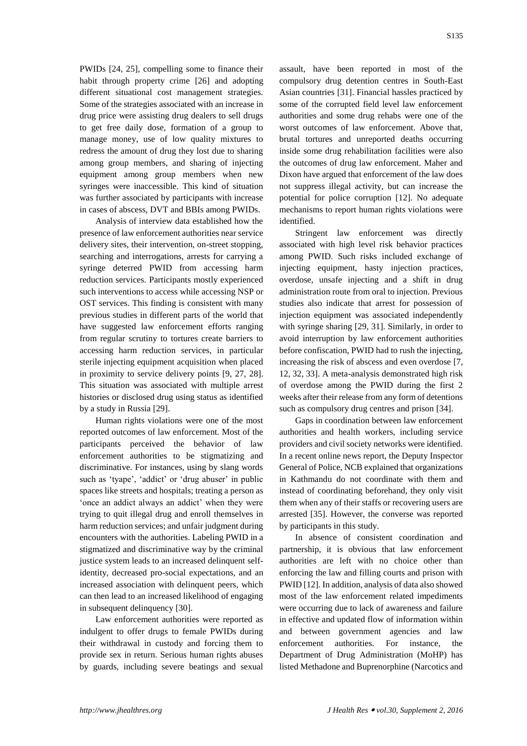PWIDs [24, 25], compelling some to finance their habit through property crime [26] and adopting different situational cost management strategies. Some of the strategies associated with an increase in drug price were assisting drug dealers to sell drugs to get free daily dose, formation of a group to manage money, use of low quality mixtures to redress the amount of drug they lost due to sharing among group members, and sharing of injecting equipment among group members when new syringes were inaccessible. This kind of situation was further associated by participants with increase in cases of abscess, DVT and BBIs among PWIDs.

Analysis of interview data established how the presence of law enforcement authorities near service delivery sites, their intervention, on-street stopping, searching and interrogations, arrests for carrying a syringe deterred PWID from accessing harm reduction services. Participants mostly experienced such interventions to access while accessing NSP or OST services. This finding is consistent with many previous studies in different parts of the world that have suggested law enforcement efforts ranging from regular scrutiny to tortures create barriers to accessing harm reduction services, in particular sterile injecting equipment acquisition when placed in proximity to service delivery points [9, 27, 28]. This situation was associated with multiple arrest histories or disclosed drug using status as identified by a study in Russia [29].

Human rights violations were one of the most reported outcomes of law enforcement. Most of the participants perceived the behavior of law enforcement authorities to be stigmatizing and discriminative. For instances, using by slang words such as 'tyape', 'addict' or 'drug abuser' in public spaces like streets and hospitals; treating a person as 'once an addict always an addict' when they were trying to quit illegal drug and enroll themselves in harm reduction services; and unfair judgment during encounters with the authorities. Labeling PWID in a stigmatized and discriminative way by the criminal justice system leads to an increased delinquent self-identity, decreased pro-social expectations, and an increased association with delinquent peers, which can then lead to an increased likelihood of engaging in subsequent delinquency [30].

Law enforcement authorities were reported as indulgent to offer drugs to female PWIDs during their withdrawal in custody and forcing them to provide sex in return. Serious human rights abuses by guards, including severe beatings and sexual assault, have been reported in most of the compulsory drug detention centres in South-East Asian countries [31]. Financial hassles practiced by some of the corrupted field level law enforcement authorities and some drug rehabs were one of the worst outcomes of law enforcement. Above that, brutal tortures and unreported deaths occurring inside some drug rehabilitation facilities were also the outcomes of drug law enforcement. Maher and Dixon have argued that enforcement of the law does not suppress illegal activity, but can increase the potential for police corruption [12]. No adequate mechanisms to report human rights violations were identified.

Stringent law enforcement was directly associated with high level risk behavior practices among PWID. Such risks included exchange of injecting equipment, hasty injection practices, overdose, unsafe injecting and a shift in drug administration route from oral to injection. Previous studies also indicate that arrest for possession of injection equipment was associated independently with syringe sharing [29, 31]. Similarly, in order to avoid interruption by law enforcement authorities before confiscation, PWID had to rush the injecting, increasing the risk of abscess and even overdose [7, 12, 32, 33]. A meta-analysis demonstrated high risk of overdose among the PWID during the first 2 weeks after their release from any form of detentions such as compulsory drug centres and prison [34].

Gaps in coordination between law enforcement authorities and health workers, including service providers and civil society networks were identified. In a recent online news report, the Deputy Inspector General of Police, NCB explained that organizations in Kathmandu do not coordinate with them and instead of coordinating beforehand, they only visit them when any of their staffs or recovering users are arrested [35]. However, the converse was reported by participants in this study.

In absence of consistent coordination and partnership, it is obvious that law enforcement authorities are left with no choice other than enforcing the law and filling courts and prison with PWID [12]. In addition, analysis of data also showed most of the law enforcement related impediments were occurring due to lack of awareness and failure in effective and updated flow of information within and between government agencies and law enforcement authorities. For instance, the Department of Drug Administration (MoHP) has listed Methadone and Buprenorphine (Narcotics and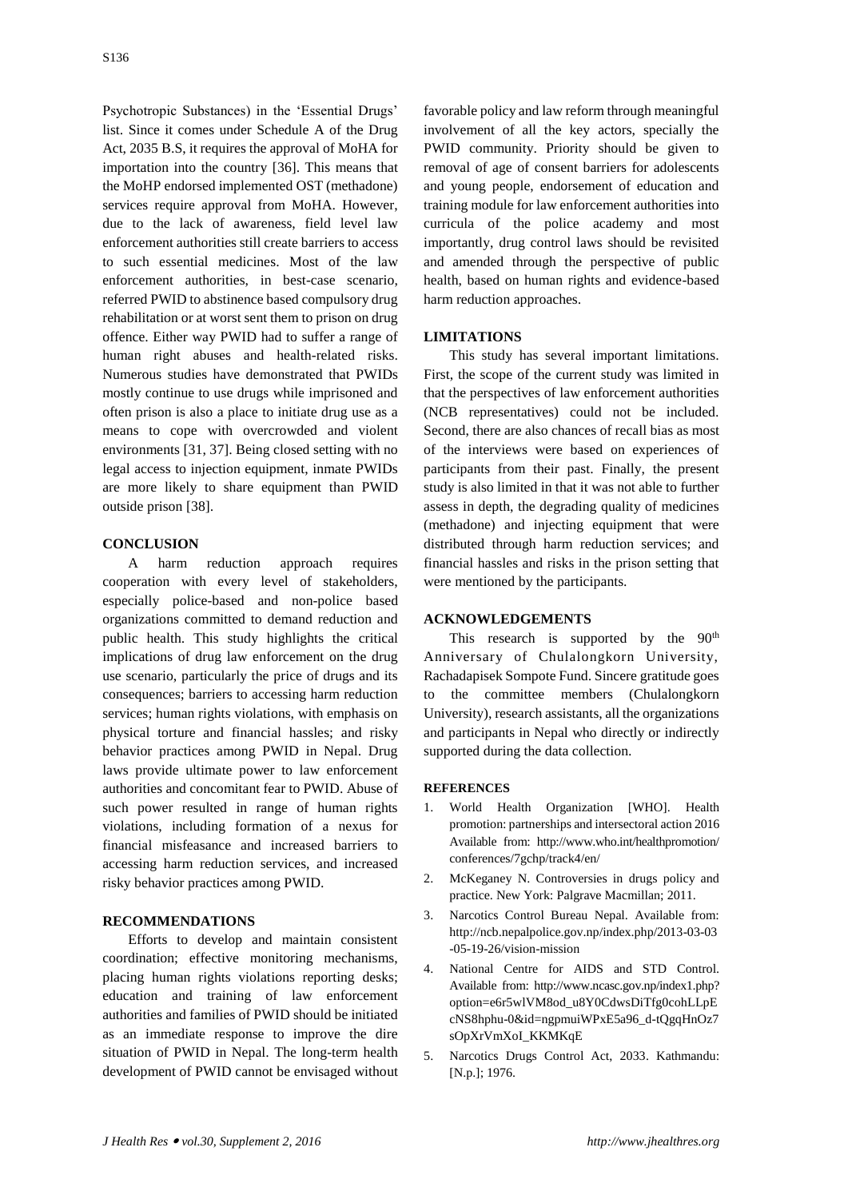Psychotropic Substances) in the 'Essential Drugs' list. Since it comes under Schedule A of the Drug Act, 2035 B.S, it requires the approval of MoHA for importation into the country [36]. This means that the MoHP endorsed implemented OST (methadone) services require approval from MoHA. However, due to the lack of awareness, field level law enforcement authorities still create barriers to access to such essential medicines. Most of the law enforcement authorities, in best-case scenario, referred PWID to abstinence based compulsory drug rehabilitation or at worst sent them to prison on drug offence. Either way PWID had to suffer a range of human right abuses and health-related risks. Numerous studies have demonstrated that PWIDs mostly continue to use drugs while imprisoned and often prison is also a place to initiate drug use as a means to cope with overcrowded and violent environments [31, 37]. Being closed setting with no legal access to injection equipment, inmate PWIDs are more likely to share equipment than PWID outside prison [38].

## CONCLUSION

A harm reduction approach requires cooperation with every level of stakeholders, especially police-based and non-police based organizations committed to demand reduction and public health. This study highlights the critical implications of drug law enforcement on the drug use scenario, particularly the price of drugs and its consequences; barriers to accessing harm reduction services; human rights violations, with emphasis on physical torture and financial hassles; and risky behavior practices among PWID in Nepal. Drug laws provide ultimate power to law enforcement authorities and concomitant fear to PWID. Abuse of such power resulted in range of human rights violations, including formation of a nexus for financial misfeasance and increased barriers to accessing harm reduction services, and increased risky behavior practices among PWID.

## RECOMMENDATIONS

Efforts to develop and maintain consistent coordination; effective monitoring mechanisms, placing human rights violations reporting desks; education and training of law enforcement authorities and families of PWID should be initiated as an immediate response to improve the dire situation of PWID in Nepal. The long-term health development of PWID cannot be envisaged without favorable policy and law reform through meaningful involvement of all the key actors, specially the PWID community. Priority should be given to removal of age of consent barriers for adolescents and young people, endorsement of education and training module for law enforcement authorities into curricula of the police academy and most importantly, drug control laws should be revisited and amended through the perspective of public health, based on human rights and evidence-based harm reduction approaches.

## LIMITATIONS

This study has several important limitations. First, the scope of the current study was limited in that the perspectives of law enforcement authorities (NCB representatives) could not be included. Second, there are also chances of recall bias as most of the interviews were based on experiences of participants from their past. Finally, the present study is also limited in that it was not able to further assess in depth, the degrading quality of medicines (methadone) and injecting equipment that were distributed through harm reduction services; and financial hassles and risks in the prison setting that were mentioned by the participants.

## ACKNOWLEDGEMENTS

This research is supported by the 90th Anniversary of Chulalongkorn University, Rachadapisek Sompote Fund. Sincere gratitude goes to the committee members (Chulalongkorn University), research assistants, all the organizations and participants in Nepal who directly or indirectly supported during the data collection.

## REFERENCES

1. World Health Organization [WHO]. Health promotion: partnerships and intersectoral action 2016 Available from: http://www.who.int/healthpromotion/conferences/7gchp/track4/en/
2. McKeganey N. Controversies in drugs policy and practice. New York: Palgrave Macmillan; 2011.
3. Narcotics Control Bureau Nepal. Available from: http://ncb.nepalpolice.gov.np/index.php/2013-03-03-05-19-26/vision-mission
4. National Centre for AIDS and STD Control. Available from: http://www.ncasc.gov.np/index1.php?option=e6r5wlVM8od_u8Y0CdwsDiTfg0cohLLpEcNS8hphu-0&id=ngpmuiWPxE5a96_d-tQgqHnOz7sOpXrVmXoI_KKMKqE
5. Narcotics Drugs Control Act, 2033. Kathmandu: [N.p.]; 1976.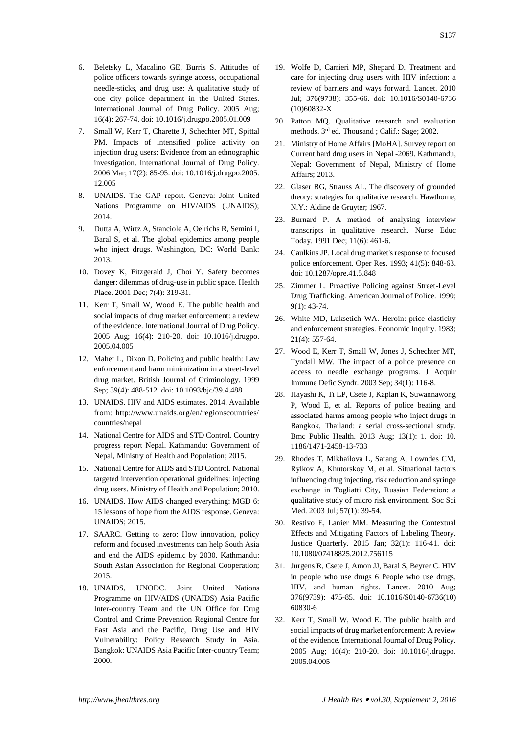6. Beletsky L, Macalino GE, Burris S. Attitudes of police officers towards syringe access, occupational needle-sticks, and drug use: A qualitative study of one city police department in the United States. International Journal of Drug Policy. 2005 Aug; 16(4): 267-74. doi: 10.1016/j.drugpo.2005.01.009
7. Small W, Kerr T, Charette J, Schechter MT, Spittal PM. Impacts of intensified police activity on injection drug users: Evidence from an ethnographic investigation. International Journal of Drug Policy. 2006 Mar; 17(2): 85-95. doi: 10.1016/j.drugpo.2005.12.005
8. UNAIDS. The GAP report. Geneva: Joint United Nations Programme on HIV/AIDS (UNAIDS); 2014.
9. Dutta A, Wirtz A, Stanciole A, Oelrichs R, Semini I, Baral S, et al. The global epidemics among people who inject drugs. Washington, DC: World Bank: 2013.
10. Dovey K, Fitzgerald J, Choi Y. Safety becomes danger: dilemmas of drug-use in public space. Health Place. 2001 Dec; 7(4): 319-31.
11. Kerr T, Small W, Wood E. The public health and social impacts of drug market enforcement: a review of the evidence. International Journal of Drug Policy. 2005 Aug; 16(4): 210-20. doi: 10.1016/j.drugpo.2005.04.005
12. Maher L, Dixon D. Policing and public health: Law enforcement and harm minimization in a street-level drug market. British Journal of Criminology. 1999 Sep; 39(4): 488-512. doi: 10.1093/bjc/39.4.488
13. UNAIDS. HIV and AIDS estimates. 2014. Available from: http://www.unaids.org/en/regionscountries/countries/nepal
14. National Centre for AIDS and STD Control. Country progress report Nepal. Kathmandu: Government of Nepal, Ministry of Health and Population; 2015.
15. National Centre for AIDS and STD Control. National targeted intervention operational guidelines: injecting drug users. Ministry of Health and Population; 2010.
16. UNAIDS. How AIDS changed everything: MGD 6: 15 lessons of hope from the AIDS response. Geneva: UNAIDS; 2015.
17. SAARC. Getting to zero: How innovation, policy reform and focused investments can help South Asia and end the AIDS epidemic by 2030. Kathmandu: South Asian Association for Regional Cooperation; 2015.
18. UNAIDS, UNODC. Joint United Nations Programme on HIV/AIDS (UNAIDS) Asia Pacific Inter-country Team and the UN Office for Drug Control and Crime Prevention Regional Centre for East Asia and the Pacific, Drug Use and HIV Vulnerability: Policy Research Study in Asia. Bangkok: UNAIDS Asia Pacific Inter-country Team; 2000.
19. Wolfe D, Carrieri MP, Shepard D. Treatment and care for injecting drug users with HIV infection: a review of barriers and ways forward. Lancet. 2010 Jul; 376(9738): 355-66. doi: 10.1016/S0140-6736(10)60832-X
20. Patton MQ. Qualitative research and evaluation methods. 3rd ed. Thousand ; Calif.: Sage; 2002.
21. Ministry of Home Affairs [MoHA]. Survey report on Current hard drug users in Nepal -2069. Kathmandu, Nepal: Government of Nepal, Ministry of Home Affairs; 2013.
22. Glaser BG, Strauss AL. The discovery of grounded theory: strategies for qualitative research. Hawthorne, N.Y.: Aldine de Gruyter; 1967.
23. Burnard P. A method of analysing interview transcripts in qualitative research. Nurse Educ Today. 1991 Dec; 11(6): 461-6.
24. Caulkins JP. Local drug market's response to focused police enforcement. Oper Res. 1993; 41(5): 848-63. doi: 10.1287/opre.41.5.848
25. Zimmer L. Proactive Policing against Street-Level Drug Trafficking. American Journal of Police. 1990; 9(1): 43-74.
26. White MD, Luksetich WA. Heroin: price elasticity and enforcement strategies. Economic Inquiry. 1983; 21(4): 557-64.
27. Wood E, Kerr T, Small W, Jones J, Schechter MT, Tyndall MW. The impact of a police presence on access to needle exchange programs. J Acquir Immune Defic Syndr. 2003 Sep; 34(1): 116-8.
28. Hayashi K, Ti LP, Csete J, Kaplan K, Suwannawong P, Wood E, et al. Reports of police beating and associated harms among people who inject drugs in Bangkok, Thailand: a serial cross-sectional study. Bmc Public Health. 2013 Aug; 13(1): 1. doi: 10.1186/1471-2458-13-733
29. Rhodes T, Mikhailova L, Sarang A, Lowndes CM, Rylkov A, Khutorskoy M, et al. Situational factors influencing drug injecting, risk reduction and syringe exchange in Togliatti City, Russian Federation: a qualitative study of micro risk environment. Soc Sci Med. 2003 Jul; 57(1): 39-54.
30. Restivo E, Lanier MM. Measuring the Contextual Effects and Mitigating Factors of Labeling Theory. Justice Quarterly. 2015 Jan; 32(1): 116-41. doi: 10.1080/07418825.2012.756115
31. Jürgens R, Csete J, Amon JJ, Baral S, Beyrer C. HIV in people who use drugs 6 People who use drugs, HIV, and human rights. Lancet. 2010 Aug; 376(9739): 475-85. doi: 10.1016/S0140-6736(10)60830-6
32. Kerr T, Small W, Wood E. The public health and social impacts of drug market enforcement: A review of the evidence. International Journal of Drug Policy. 2005 Aug; 16(4): 210-20. doi: 10.1016/j.drugpo.2005.04.005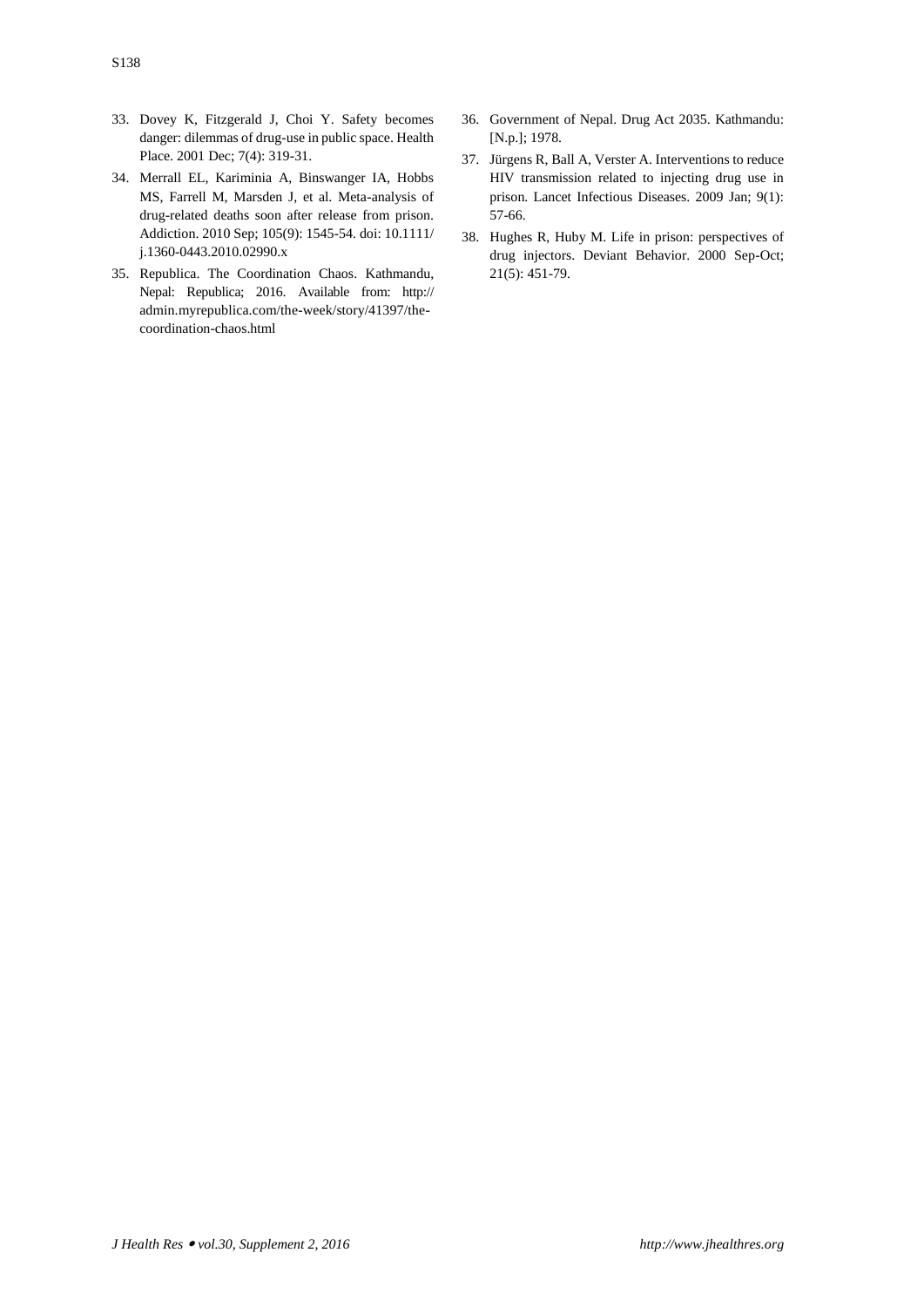33. Dovey K, Fitzgerald J, Choi Y. Safety becomes danger: dilemmas of drug-use in public space. Health Place. 2001 Dec; 7(4): 319-31.
34. Merrall EL, Kariminia A, Binswanger IA, Hobbs MS, Farrell M, Marsden J, et al. Meta-analysis of drug-related deaths soon after release from prison. Addiction. 2010 Sep; 105(9): 1545-54. doi: 10.1111/j.1360-0443.2010.02990.x
35. Republica. The Coordination Chaos. Kathmandu, Nepal: Republica; 2016. Available from: http://admin.myrepublica.com/the-week/story/41397/the-coordination-chaos.html
36. Government of Nepal. Drug Act 2035. Kathmandu: [N.p.]; 1978.
37. Jürgens R, Ball A, Verster A. Interventions to reduce HIV transmission related to injecting drug use in prison. Lancet Infectious Diseases. 2009 Jan; 9(1): 57-66.
38. Hughes R, Huby M. Life in prison: perspectives of drug injectors. Deviant Behavior. 2000 Sep-Oct; 21(5): 451-79.